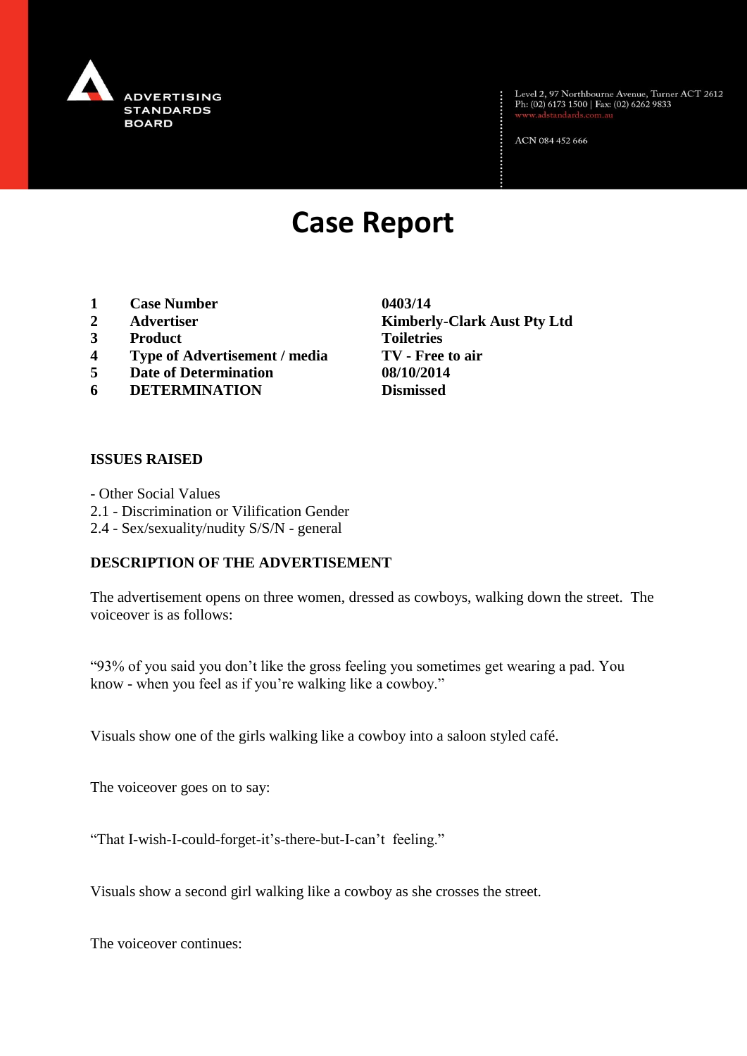# Case Report

| | | |
|---|---|---|
| 1 | **Case Number** | **0403/14** |
| 2 | **Advertiser** | **Kimberly-Clark Aust Pty Ltd** |
| 3 | **Product** | **Toiletries** |
| 4 | **Type of Advertisement / media** | **TV - Free to air** |
| 5 | **Date of Determination** | **08/10/2014** |
| 6 | **DETERMINATION** | **Dismissed** |

**ISSUES RAISED**

- Other Social Values
2.1 - Discrimination or Vilification Gender
2.4 - Sex/sexuality/nudity S/S/N - general

**DESCRIPTION OF THE ADVERTISEMENT**

The advertisement opens on three women, dressed as cowboys, walking down the street. The voiceover is as follows:

"93% of you said you don't like the gross feeling you sometimes get wearing a pad. You know - when you feel as if you're walking like a cowboy."

Visuals show one of the girls walking like a cowboy into a saloon styled café.

The voiceover goes on to say:

"That I-wish-I-could-forget-it's-there-but-I-can't feeling."

Visuals show a second girl walking like a cowboy as she crosses the street.

The voiceover continues: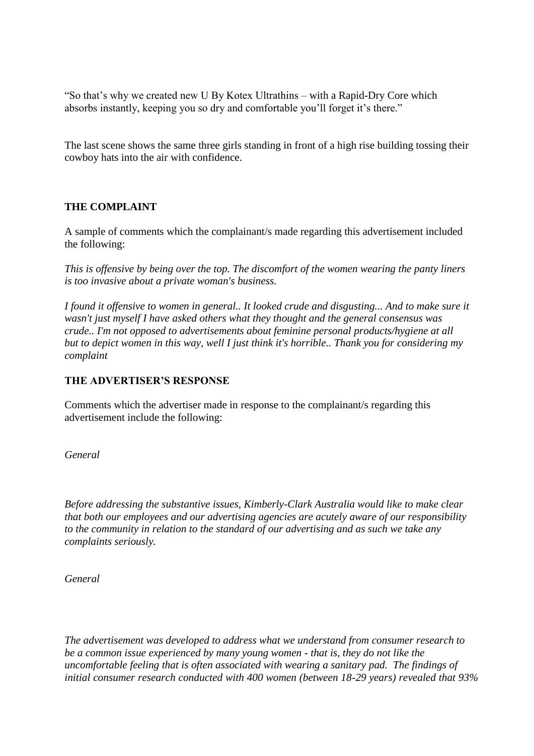"So that's why we created new U By Kotex Ultrathins – with a Rapid-Dry Core which absorbs instantly, keeping you so dry and comfortable you'll forget it's there."

The last scene shows the same three girls standing in front of a high rise building tossing their cowboy hats into the air with confidence.

**THE COMPLAINT**

A sample of comments which the complainant/s made regarding this advertisement included the following:

*This is offensive by being over the top. The discomfort of the women wearing the panty liners is too invasive about a private woman's business.*

*I found it offensive to women in general.. It looked crude and disgusting... And to make sure it wasn't just myself I have asked others what they thought and the general consensus was crude.. I'm not opposed to advertisements about feminine personal products/hygiene at all but to depict women in this way, well I just think it's horrible.. Thank you for considering my complaint*

**THE ADVERTISER'S RESPONSE**

Comments which the advertiser made in response to the complainant/s regarding this advertisement include the following:

*General*

*Before addressing the substantive issues, Kimberly-Clark Australia would like to make clear that both our employees and our advertising agencies are acutely aware of our responsibility to the community in relation to the standard of our advertising and as such we take any complaints seriously.*

*General*

*The advertisement was developed to address what we understand from consumer research to be a common issue experienced by many young women - that is, they do not like the uncomfortable feeling that is often associated with wearing a sanitary pad. The findings of initial consumer research conducted with 400 women (between 18-29 years) revealed that 93%*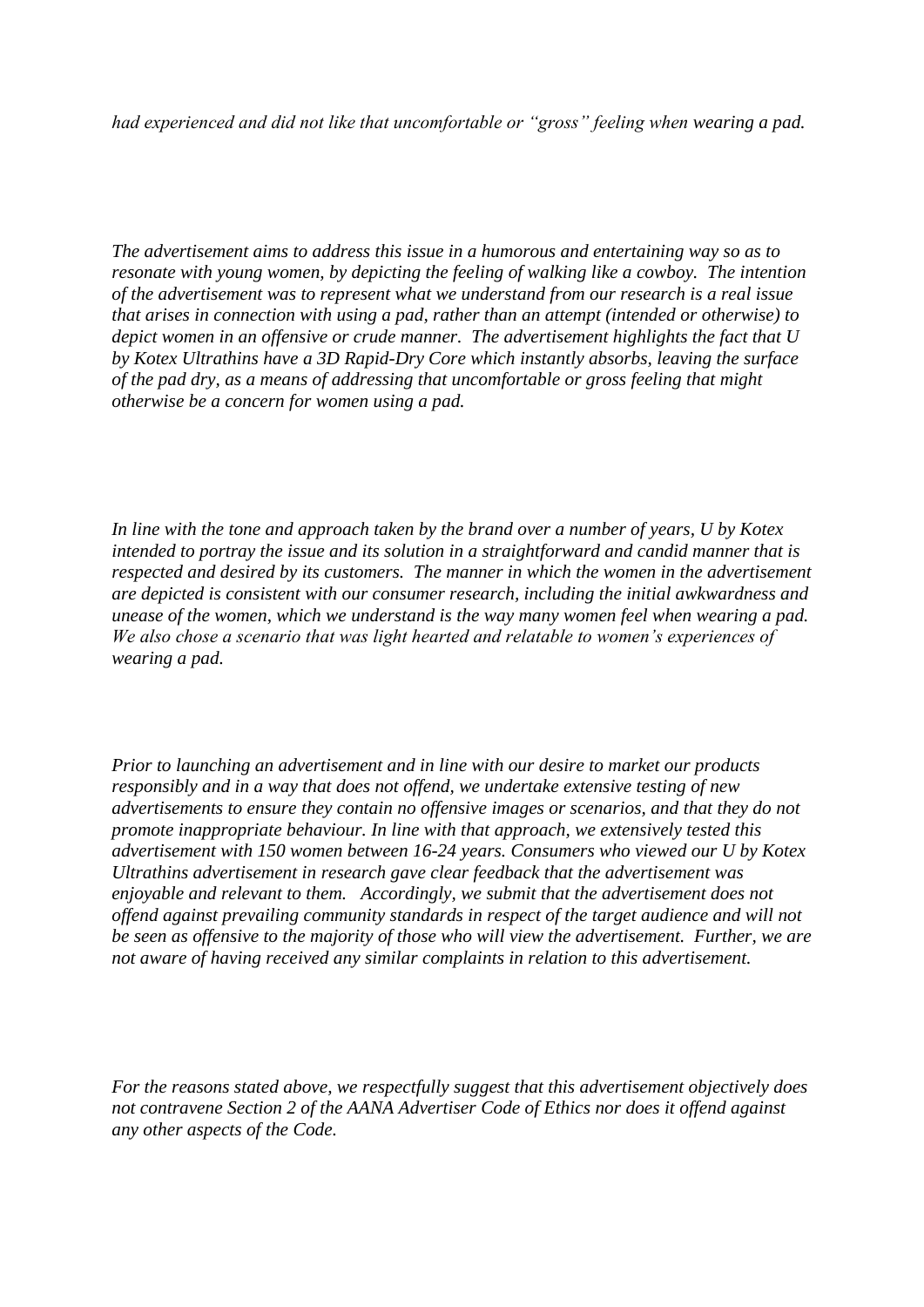*had experienced and did not like that uncomfortable or "gross" feeling when wearing a pad.*

*The advertisement aims to address this issue in a humorous and entertaining way so as to resonate with young women, by depicting the feeling of walking like a cowboy. The intention of the advertisement was to represent what we understand from our research is a real issue that arises in connection with using a pad, rather than an attempt (intended or otherwise) to depict women in an offensive or crude manner. The advertisement highlights the fact that U by Kotex Ultrathins have a 3D Rapid-Dry Core which instantly absorbs, leaving the surface of the pad dry, as a means of addressing that uncomfortable or gross feeling that might otherwise be a concern for women using a pad.*

*In line with the tone and approach taken by the brand over a number of years, U by Kotex intended to portray the issue and its solution in a straightforward and candid manner that is respected and desired by its customers. The manner in which the women in the advertisement are depicted is consistent with our consumer research, including the initial awkwardness and unease of the women, which we understand is the way many women feel when wearing a pad. We also chose a scenario that was light hearted and relatable to women's experiences of wearing a pad.*

*Prior to launching an advertisement and in line with our desire to market our products responsibly and in a way that does not offend, we undertake extensive testing of new advertisements to ensure they contain no offensive images or scenarios, and that they do not promote inappropriate behaviour. In line with that approach, we extensively tested this advertisement with 150 women between 16-24 years. Consumers who viewed our U by Kotex Ultrathins advertisement in research gave clear feedback that the advertisement was enjoyable and relevant to them. Accordingly, we submit that the advertisement does not offend against prevailing community standards in respect of the target audience and will not be seen as offensive to the majority of those who will view the advertisement. Further, we are not aware of having received any similar complaints in relation to this advertisement.*

*For the reasons stated above, we respectfully suggest that this advertisement objectively does not contravene Section 2 of the AANA Advertiser Code of Ethics nor does it offend against any other aspects of the Code.*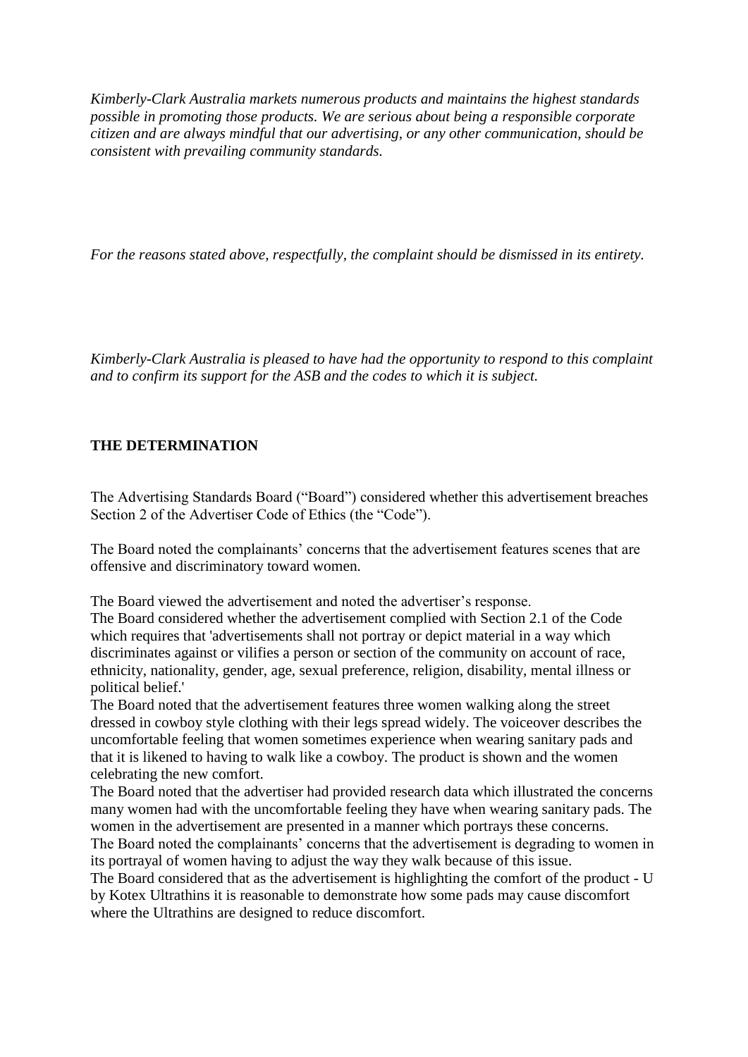*Kimberly-Clark Australia markets numerous products and maintains the highest standards possible in promoting those products. We are serious about being a responsible corporate citizen and are always mindful that our advertising, or any other communication, should be consistent with prevailing community standards.*

*For the reasons stated above, respectfully, the complaint should be dismissed in its entirety.*

*Kimberly-Clark Australia is pleased to have had the opportunity to respond to this complaint and to confirm its support for the ASB and the codes to which it is subject.*

**THE DETERMINATION**

The Advertising Standards Board ("Board") considered whether this advertisement breaches Section 2 of the Advertiser Code of Ethics (the "Code").

The Board noted the complainants' concerns that the advertisement features scenes that are offensive and discriminatory toward women.

The Board viewed the advertisement and noted the advertiser's response.

The Board considered whether the advertisement complied with Section 2.1 of the Code which requires that 'advertisements shall not portray or depict material in a way which discriminates against or vilifies a person or section of the community on account of race, ethnicity, nationality, gender, age, sexual preference, religion, disability, mental illness or political belief.'

The Board noted that the advertisement features three women walking along the street dressed in cowboy style clothing with their legs spread widely. The voiceover describes the uncomfortable feeling that women sometimes experience when wearing sanitary pads and that it is likened to having to walk like a cowboy. The product is shown and the women celebrating the new comfort.

The Board noted that the advertiser had provided research data which illustrated the concerns many women had with the uncomfortable feeling they have when wearing sanitary pads. The women in the advertisement are presented in a manner which portrays these concerns.

The Board noted the complainants' concerns that the advertisement is degrading to women in its portrayal of women having to adjust the way they walk because of this issue.

The Board considered that as the advertisement is highlighting the comfort of the product - U by Kotex Ultrathins it is reasonable to demonstrate how some pads may cause discomfort where the Ultrathins are designed to reduce discomfort.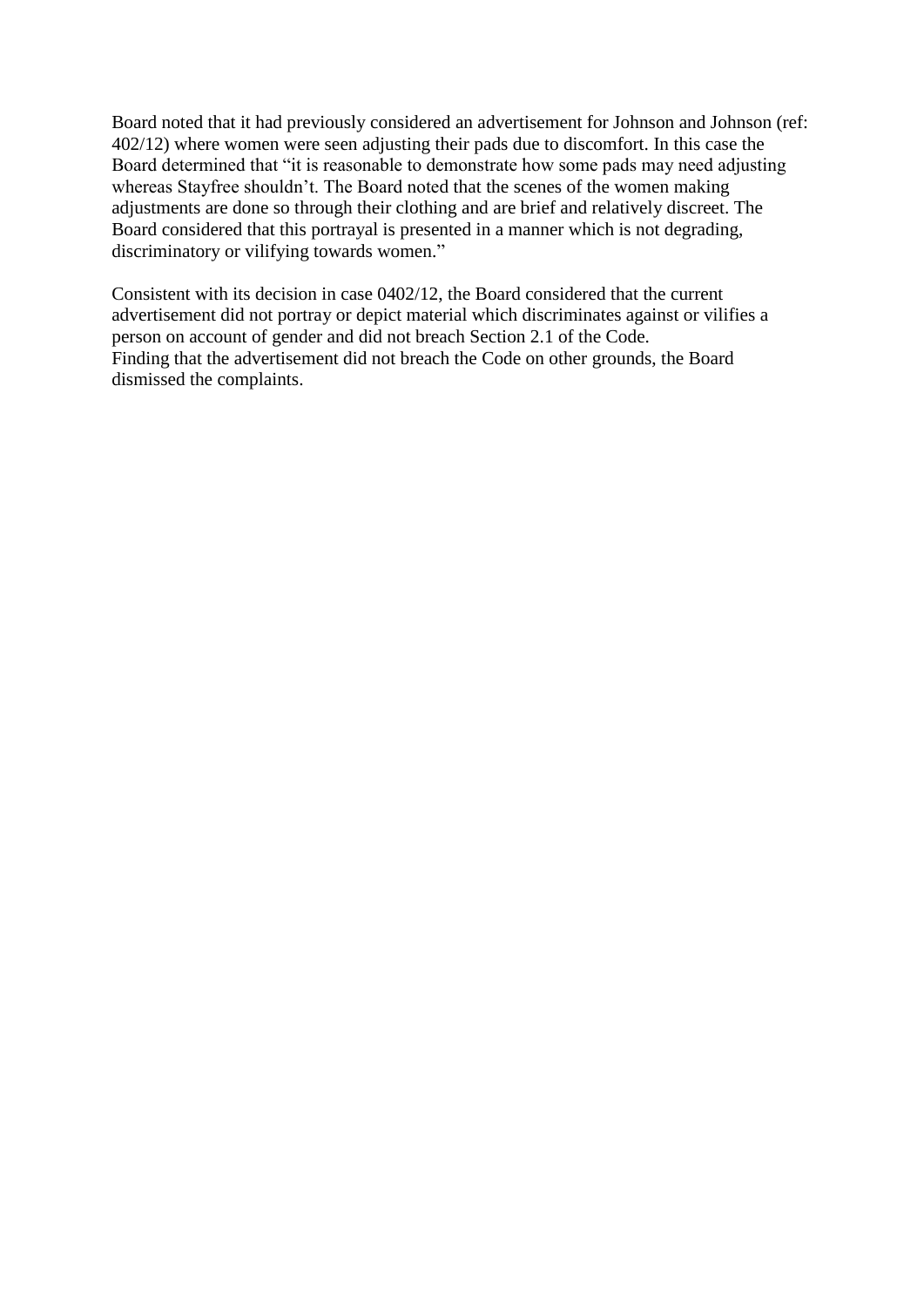Board noted that it had previously considered an advertisement for Johnson and Johnson (ref: 402/12) where women were seen adjusting their pads due to discomfort. In this case the Board determined that "it is reasonable to demonstrate how some pads may need adjusting whereas Stayfree shouldn't. The Board noted that the scenes of the women making adjustments are done so through their clothing and are brief and relatively discreet. The Board considered that this portrayal is presented in a manner which is not degrading, discriminatory or vilifying towards women."

Consistent with its decision in case 0402/12, the Board considered that the current advertisement did not portray or depict material which discriminates against or vilifies a person on account of gender and did not breach Section 2.1 of the Code.
Finding that the advertisement did not breach the Code on other grounds, the Board dismissed the complaints.